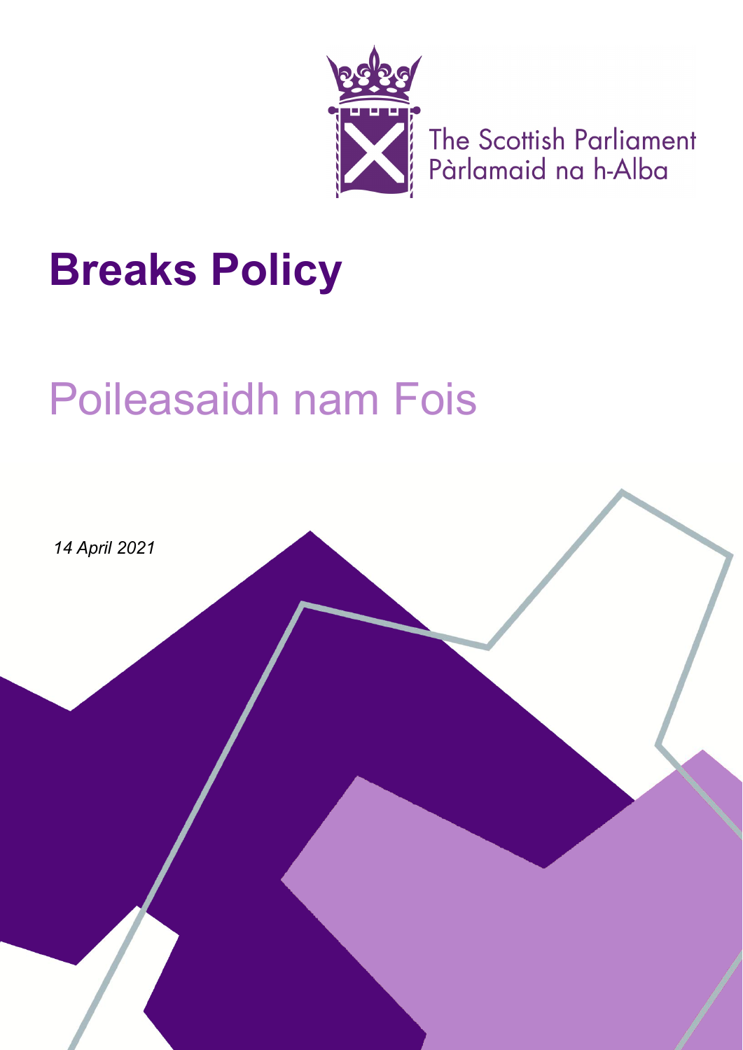The Scottish Parliament
Pàrlamaid na h-Alba

# Breaks Policy

# Poileasaidh nam Fois

*14 April 2021*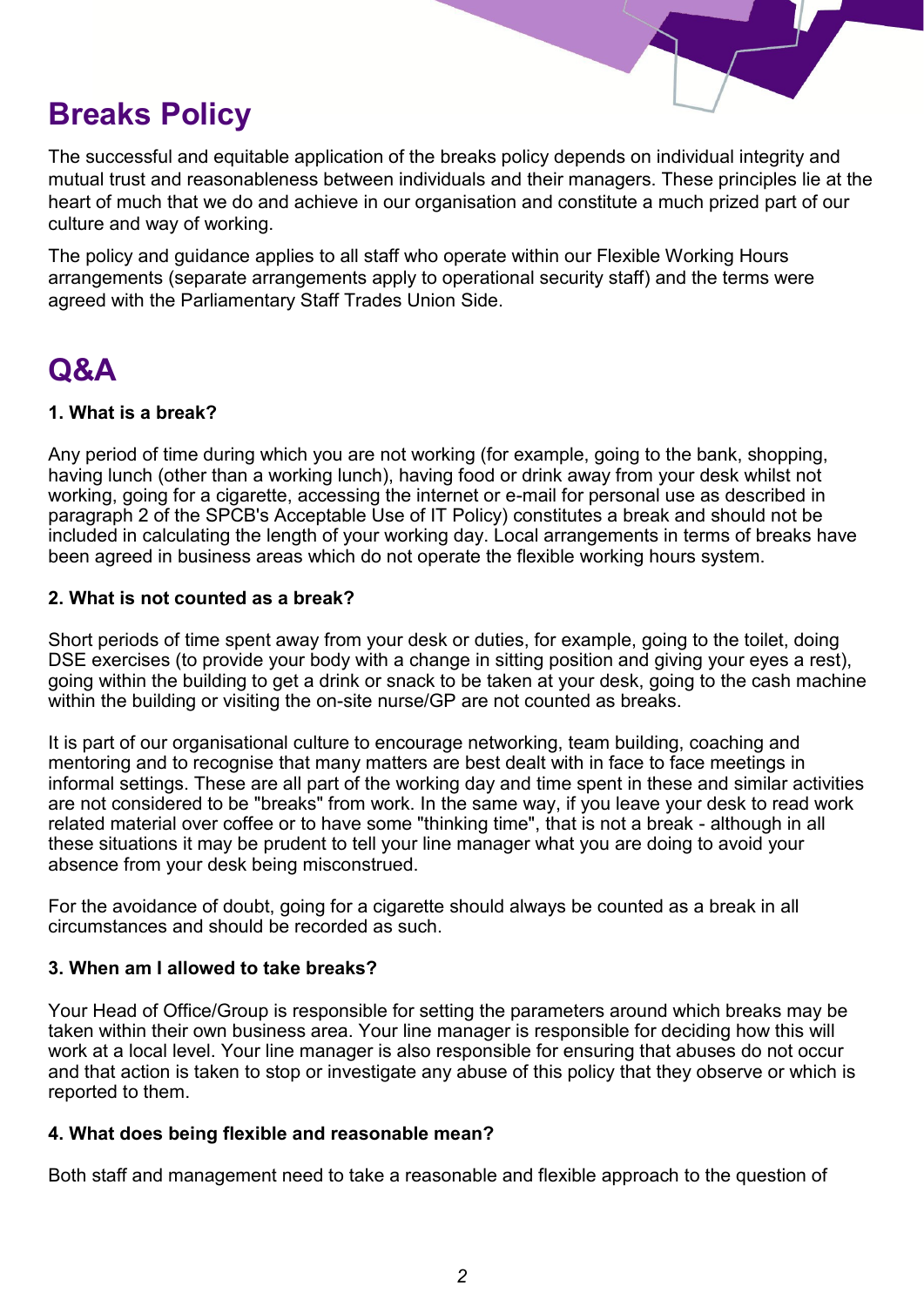# Breaks Policy

The successful and equitable application of the breaks policy depends on individual integrity and mutual trust and reasonableness between individuals and their managers. These principles lie at the heart of much that we do and achieve in our organisation and constitute a much prized part of our culture and way of working.

The policy and guidance applies to all staff who operate within our Flexible Working Hours arrangements (separate arrangements apply to operational security staff) and the terms were agreed with the Parliamentary Staff Trades Union Side.

# Q&A

**1. What is a break?**

Any period of time during which you are not working (for example, going to the bank, shopping, having lunch (other than a working lunch), having food or drink away from your desk whilst not working, going for a cigarette, accessing the internet or e-mail for personal use as described in paragraph 2 of the SPCB's Acceptable Use of IT Policy) constitutes a break and should not be included in calculating the length of your working day. Local arrangements in terms of breaks have been agreed in business areas which do not operate the flexible working hours system.

**2. What is not counted as a break?**

Short periods of time spent away from your desk or duties, for example, going to the toilet, doing DSE exercises (to provide your body with a change in sitting position and giving your eyes a rest), going within the building to get a drink or snack to be taken at your desk, going to the cash machine within the building or visiting the on-site nurse/GP are not counted as breaks.

It is part of our organisational culture to encourage networking, team building, coaching and mentoring and to recognise that many matters are best dealt with in face to face meetings in informal settings. These are all part of the working day and time spent in these and similar activities are not considered to be "breaks" from work. In the same way, if you leave your desk to read work related material over coffee or to have some "thinking time", that is not a break - although in all these situations it may be prudent to tell your line manager what you are doing to avoid your absence from your desk being misconstrued.

For the avoidance of doubt, going for a cigarette should always be counted as a break in all circumstances and should be recorded as such.

**3. When am I allowed to take breaks?**

Your Head of Office/Group is responsible for setting the parameters around which breaks may be taken within their own business area. Your line manager is responsible for deciding how this will work at a local level. Your line manager is also responsible for ensuring that abuses do not occur and that action is taken to stop or investigate any abuse of this policy that they observe or which is reported to them.

**4. What does being flexible and reasonable mean?**

Both staff and management need to take a reasonable and flexible approach to the question of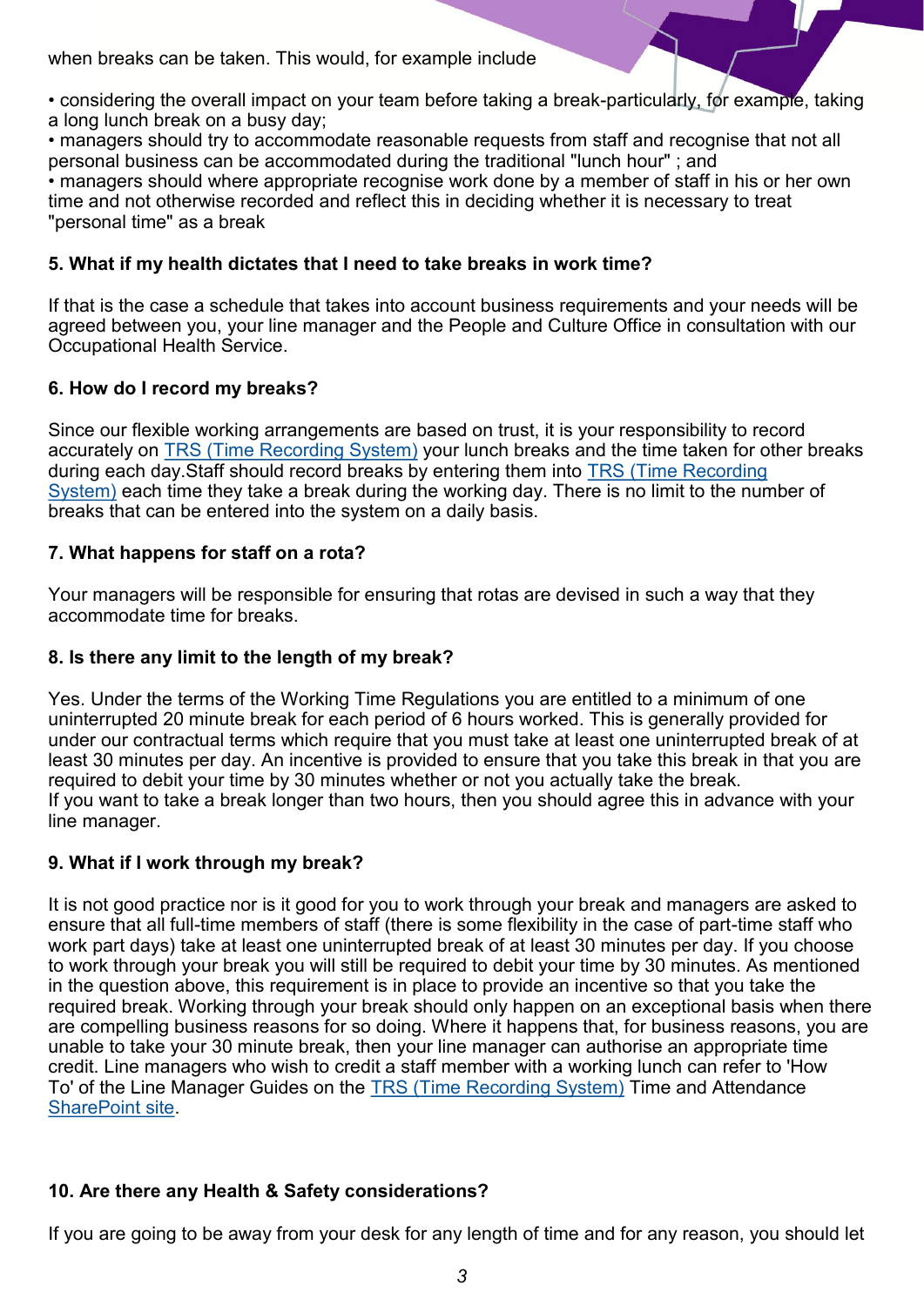when breaks can be taken. This would, for example include

- considering the overall impact on your team before taking a break-particularly, for example, taking a long lunch break on a busy day;
- managers should try to accommodate reasonable requests from staff and recognise that not all personal business can be accommodated during the traditional "lunch hour" ; and
- managers should where appropriate recognise work done by a member of staff in his or her own time and not otherwise recorded and reflect this in deciding whether it is necessary to treat "personal time" as a break

**5. What if my health dictates that I need to take breaks in work time?**

If that is the case a schedule that takes into account business requirements and your needs will be agreed between you, your line manager and the People and Culture Office in consultation with our Occupational Health Service.

**6. How do I record my breaks?**

Since our flexible working arrangements are based on trust, it is your responsibility to record accurately on [TRS (Time Recording System)] your lunch breaks and the time taken for other breaks during each day.Staff should record breaks by entering them into [TRS (Time Recording System)] each time they take a break during the working day. There is no limit to the number of breaks that can be entered into the system on a daily basis.

**7. What happens for staff on a rota?**

Your managers will be responsible for ensuring that rotas are devised in such a way that they accommodate time for breaks.

**8. Is there any limit to the length of my break?**

Yes. Under the terms of the Working Time Regulations you are entitled to a minimum of one uninterrupted 20 minute break for each period of 6 hours worked. This is generally provided for under our contractual terms which require that you must take at least one uninterrupted break of at least 30 minutes per day. An incentive is provided to ensure that you take this break in that you are required to debit your time by 30 minutes whether or not you actually take the break.
If you want to take a break longer than two hours, then you should agree this in advance with your line manager.

**9. What if I work through my break?**

It is not good practice nor is it good for you to work through your break and managers are asked to ensure that all full-time members of staff (there is some flexibility in the case of part-time staff who work part days) take at least one uninterrupted break of at least 30 minutes per day. If you choose to work through your break you will still be required to debit your time by 30 minutes. As mentioned in the question above, this requirement is in place to provide an incentive so that you take the required break. Working through your break should only happen on an exceptional basis when there are compelling business reasons for so doing. Where it happens that, for business reasons, you are unable to take your 30 minute break, then your line manager can authorise an appropriate time credit. Line managers who wish to credit a staff member with a working lunch can refer to 'How To' of the Line Manager Guides on the [TRS (Time Recording System)] Time and Attendance [SharePoint site].

**10. Are there any Health & Safety considerations?**

If you are going to be away from your desk for any length of time and for any reason, you should let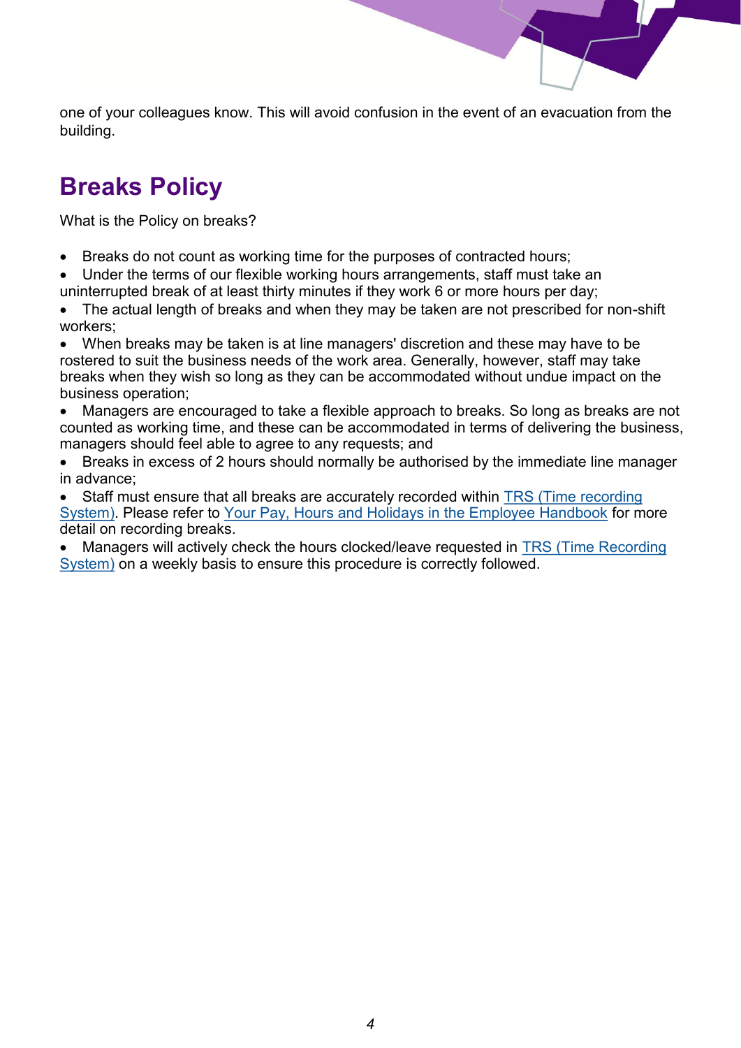one of your colleagues know. This will avoid confusion in the event of an evacuation from the building.

## Breaks Policy

What is the Policy on breaks?

- Breaks do not count as working time for the purposes of contracted hours;
- Under the terms of our flexible working hours arrangements, staff must take an uninterrupted break of at least thirty minutes if they work 6 or more hours per day;
- The actual length of breaks and when they may be taken are not prescribed for non-shift workers;
- When breaks may be taken is at line managers' discretion and these may have to be rostered to suit the business needs of the work area. Generally, however, staff may take breaks when they wish so long as they can be accommodated without undue impact on the business operation;
- Managers are encouraged to take a flexible approach to breaks. So long as breaks are not counted as working time, and these can be accommodated in terms of delivering the business, managers should feel able to agree to any requests; and
- Breaks in excess of 2 hours should normally be authorised by the immediate line manager in advance;
- Staff must ensure that all breaks are accurately recorded within TRS (Time recording System). Please refer to Your Pay, Hours and Holidays in the Employee Handbook for more detail on recording breaks.
- Managers will actively check the hours clocked/leave requested in TRS (Time Recording System) on a weekly basis to ensure this procedure is correctly followed.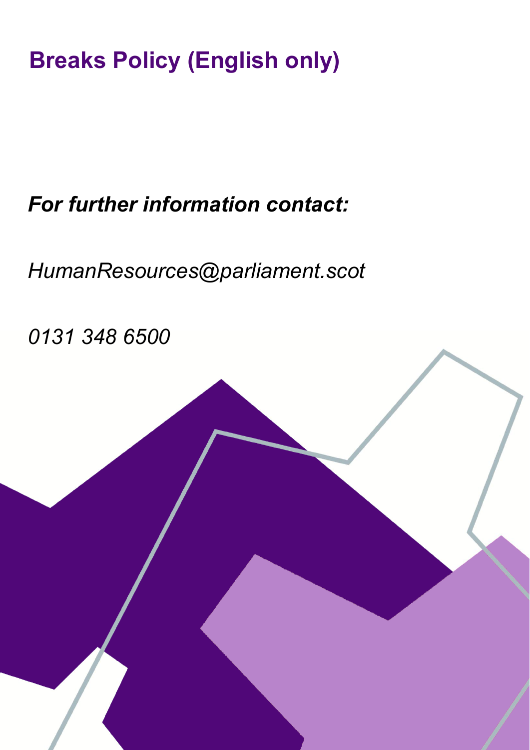# Breaks Policy (English only)

***For further information contact:***

*HumanResources@parliament.scot*

*0131 348 6500*